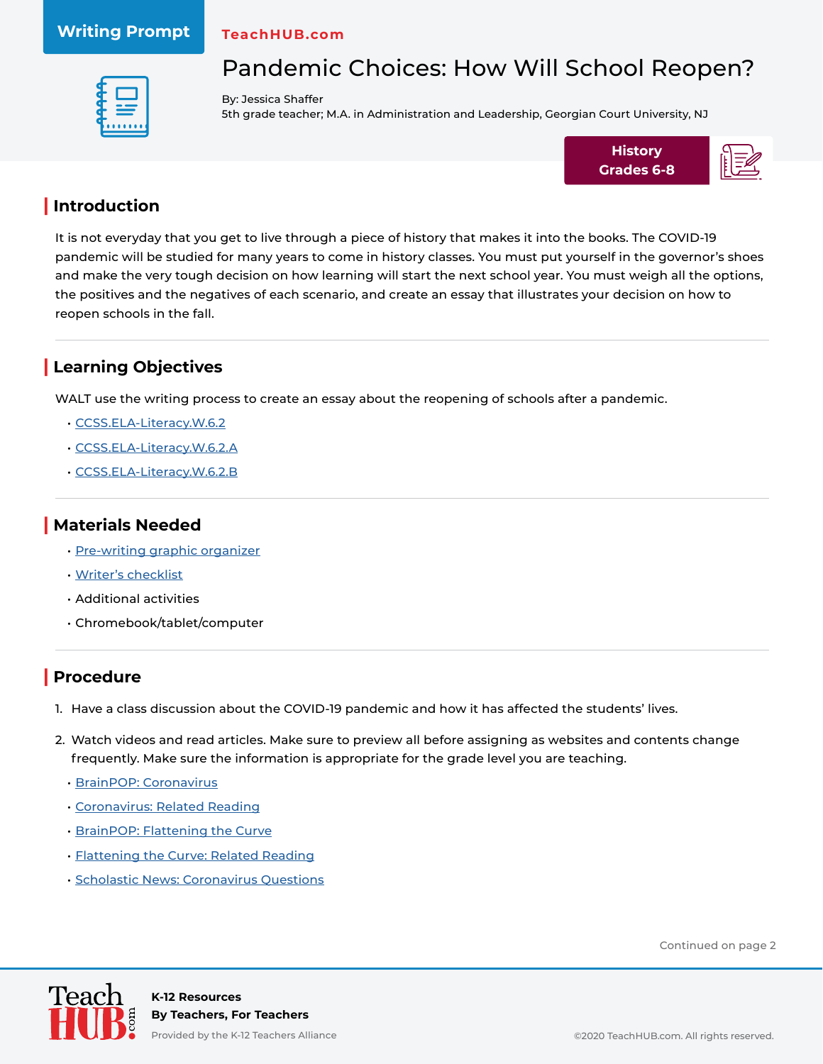Writing Prompt

TeachHUB.com

# Pandemic Choices: How Will School Reopen?

By: Jessica Shaffer
5th grade teacher; M.A. in Administration and Leadership, Georgian Court University, NJ

**History**
**Grades 6-8**

## Introduction

It is not everyday that you get to live through a piece of history that makes it into the books. The COVID-19 pandemic will be studied for many years to come in history classes. You must put yourself in the governor's shoes and make the very tough decision on how learning will start the next school year. You must weigh all the options, the positives and the negatives of each scenario, and create an essay that illustrates your decision on how to reopen schools in the fall.

## Learning Objectives

WALT use the writing process to create an essay about the reopening of schools after a pandemic.

- CCSS.ELA-Literacy.W.6.2
- CCSS.ELA-Literacy.W.6.2.A
- CCSS.ELA-Literacy.W.6.2.B

## Materials Needed

- Pre-writing graphic organizer
- Writer's checklist
- Additional activities
- Chromebook/tablet/computer

## Procedure

1. Have a class discussion about the COVID-19 pandemic and how it has affected the students' lives.
2. Watch videos and read articles. Make sure to preview all before assigning as websites and contents change frequently. Make sure the information is appropriate for the grade level you are teaching.
   - BrainPOP: Coronavirus
   - Coronavirus: Related Reading
   - BrainPOP: Flattening the Curve
   - Flattening the Curve: Related Reading
   - Scholastic News: Coronavirus Questions

Continued on page 2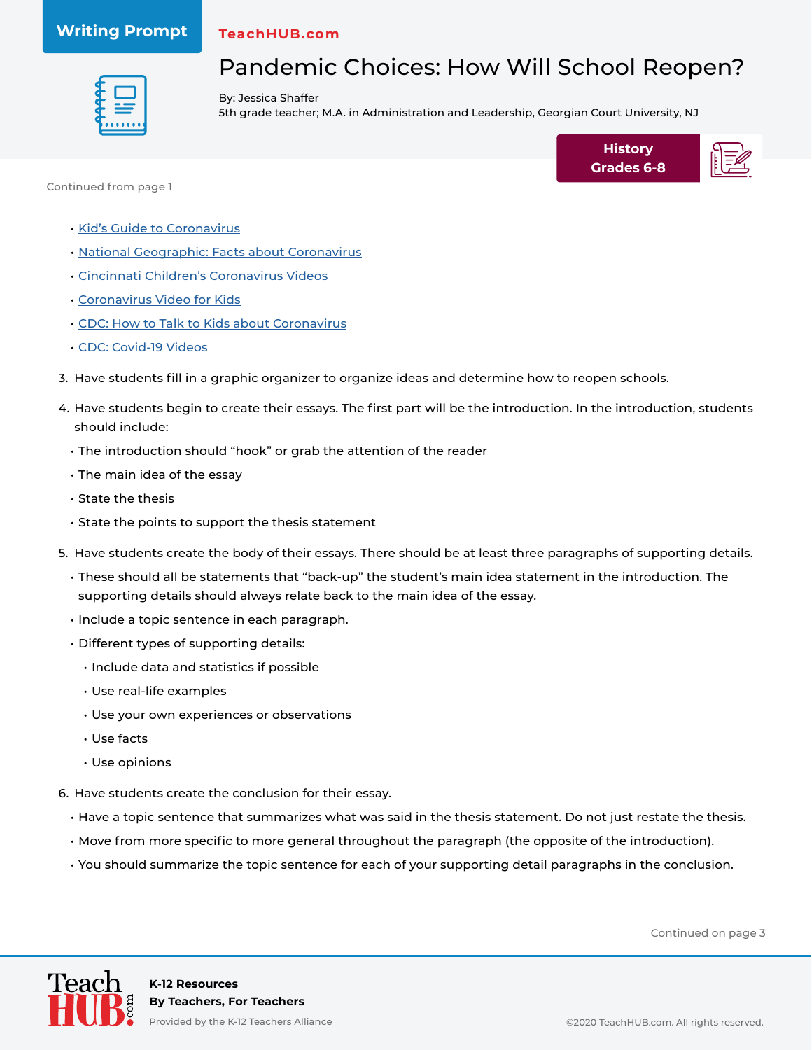Continued from page 1

- [Kid's Guide to Coronavirus]
- [National Geographic: Facts about Coronavirus]
- [Cincinnati Children's Coronavirus Videos]
- [Coronavirus Video for Kids]
- [CDC: How to Talk to Kids about Coronavirus]
- [CDC: Covid-19 Videos]

3. Have students fill in a graphic organizer to organize ideas and determine how to reopen schools.
4. Have students begin to create their essays. The first part will be the introduction. In the introduction, students should include:
   - The introduction should "hook" or grab the attention of the reader
   - The main idea of the essay
   - State the thesis
   - State the points to support the thesis statement
5. Have students create the body of their essays. There should be at least three paragraphs of supporting details.
   - These should all be statements that "back-up" the student's main idea statement in the introduction. The supporting details should always relate back to the main idea of the essay.
   - Include a topic sentence in each paragraph.
   - Different types of supporting details:
     - Include data and statistics if possible
     - Use real-life examples
     - Use your own experiences or observations
     - Use facts
     - Use opinions
6. Have students create the conclusion for their essay.
   - Have a topic sentence that summarizes what was said in the thesis statement. Do not just restate the thesis.
   - Move from more specific to more general throughout the paragraph (the opposite of the introduction).
   - You should summarize the topic sentence for each of your supporting detail paragraphs in the conclusion.

Continued on page 3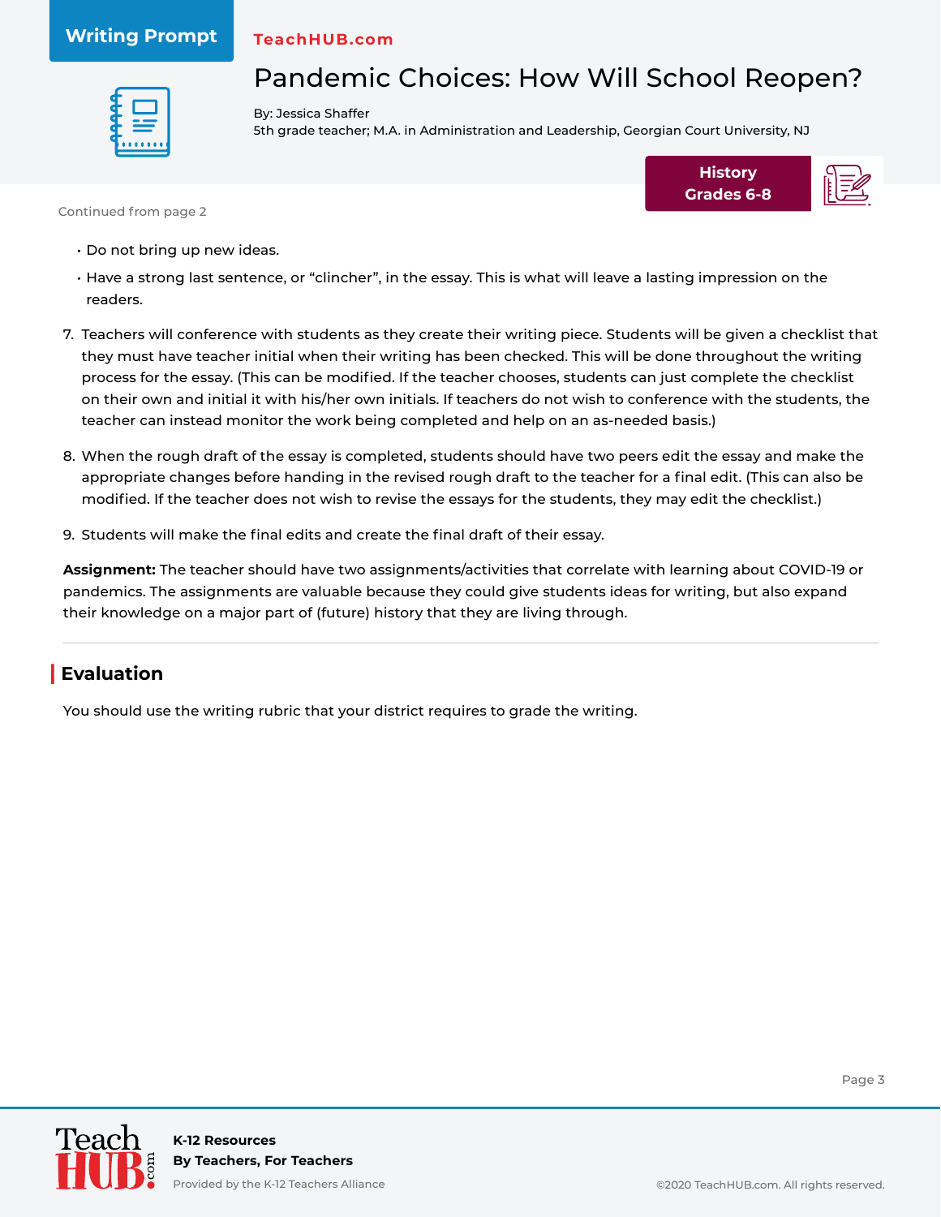Continued from page 2

- Do not bring up new ideas.
- Have a strong last sentence, or "clincher", in the essay. This is what will leave a lasting impression on the readers.

7. Teachers will conference with students as they create their writing piece. Students will be given a checklist that they must have teacher initial when their writing has been checked. This will be done throughout the writing process for the essay. (This can be modified. If the teacher chooses, students can just complete the checklist on their own and initial it with his/her own initials. If teachers do not wish to conference with the students, the teacher can instead monitor the work being completed and help on an as-needed basis.)
8. When the rough draft of the essay is completed, students should have two peers edit the essay and make the appropriate changes before handing in the revised rough draft to the teacher for a final edit. (This can also be modified. If the teacher does not wish to revise the essays for the students, they may edit the checklist.)
9. Students will make the final edits and create the final draft of their essay.

**Assignment:** The teacher should have two assignments/activities that correlate with learning about COVID-19 or pandemics. The assignments are valuable because they could give students ideas for writing, but also expand their knowledge on a major part of (future) history that they are living through.

## Evaluation

You should use the writing rubric that your district requires to grade the writing.